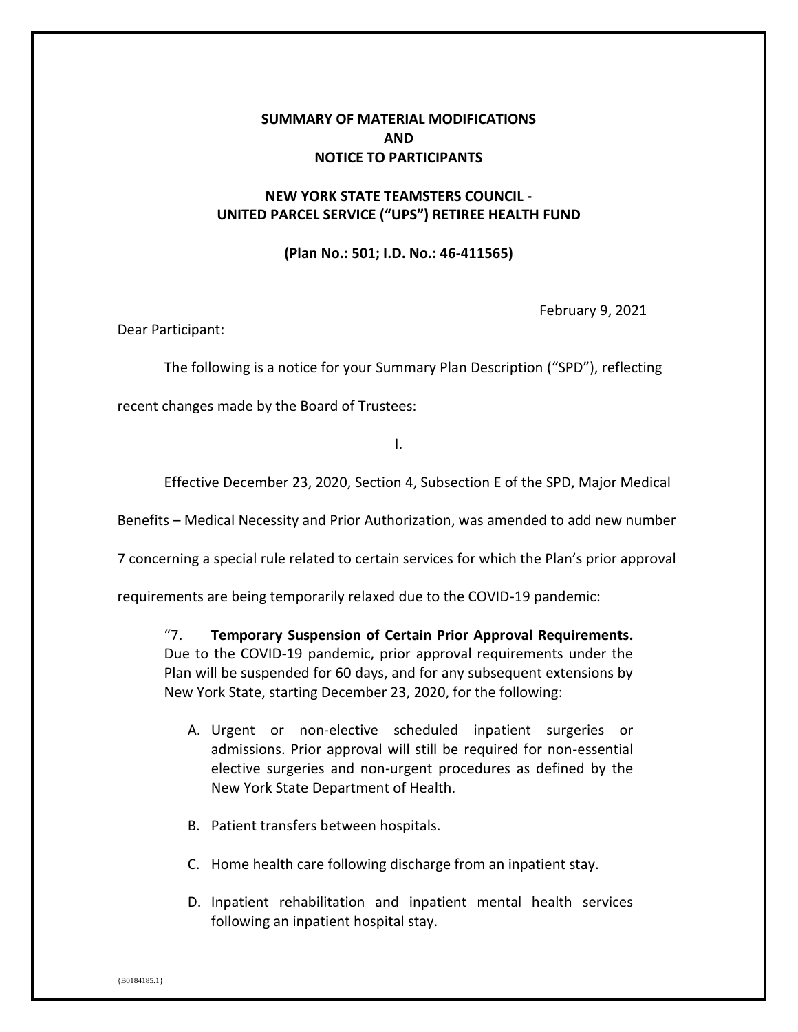**SUMMARY OF MATERIAL MODIFICATIONS**
**AND**
**NOTICE TO PARTICIPANTS**

**NEW YORK STATE TEAMSTERS COUNCIL -**
**UNITED PARCEL SERVICE ("UPS") RETIREE HEALTH FUND**

**(Plan No.: 501; I.D. No.: 46-411565)**

February 9, 2021

Dear Participant:

The following is a notice for your Summary Plan Description ("SPD"), reflecting recent changes made by the Board of Trustees:

I.

Effective December 23, 2020, Section 4, Subsection E of the SPD, Major Medical Benefits – Medical Necessity and Prior Authorization, was amended to add new number 7 concerning a special rule related to certain services for which the Plan's prior approval requirements are being temporarily relaxed due to the COVID-19 pandemic:

> "7. **Temporary Suspension of Certain Prior Approval Requirements.** Due to the COVID-19 pandemic, prior approval requirements under the Plan will be suspended for 60 days, and for any subsequent extensions by New York State, starting December 23, 2020, for the following:
>
> A. Urgent or non-elective scheduled inpatient surgeries or admissions. Prior approval will still be required for non-essential elective surgeries and non-urgent procedures as defined by the New York State Department of Health.
>
> B. Patient transfers between hospitals.
>
> C. Home health care following discharge from an inpatient stay.
>
> D. Inpatient rehabilitation and inpatient mental health services following an inpatient hospital stay.

{B0184185.1}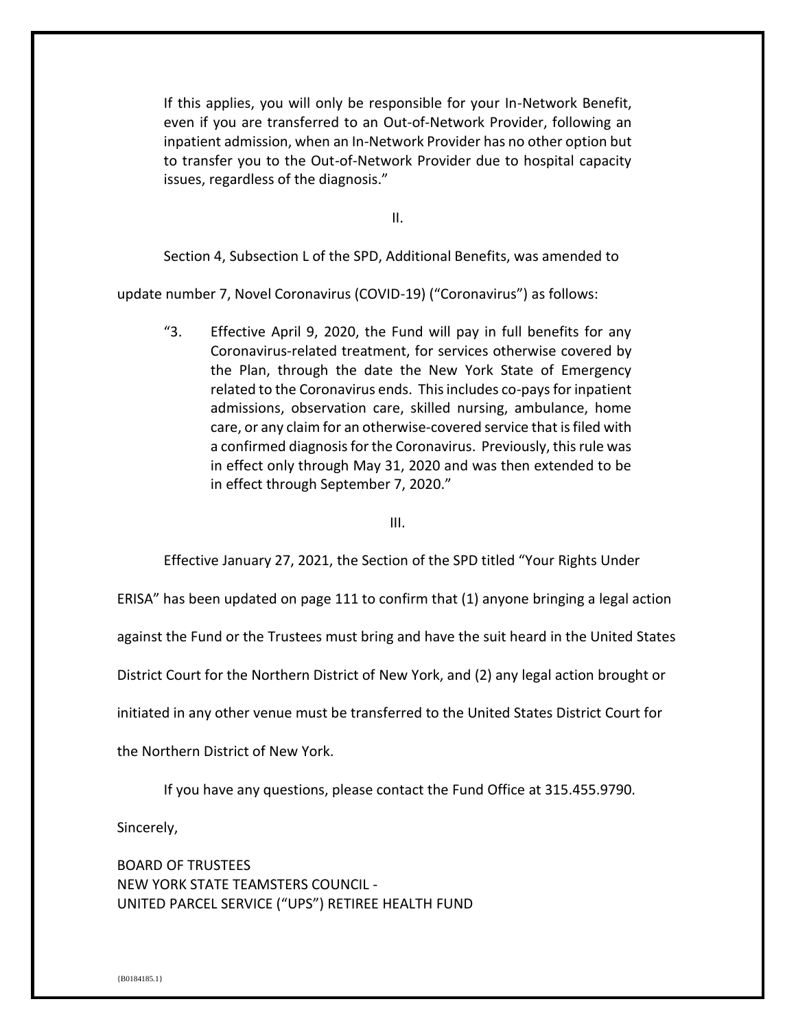If this applies, you will only be responsible for your In-Network Benefit, even if you are transferred to an Out-of-Network Provider, following an inpatient admission, when an In-Network Provider has no other option but to transfer you to the Out-of-Network Provider due to hospital capacity issues, regardless of the diagnosis."

II.

Section 4, Subsection L of the SPD, Additional Benefits, was amended to update number 7, Novel Coronavirus (COVID-19) ("Coronavirus") as follows:

> "3. Effective April 9, 2020, the Fund will pay in full benefits for any Coronavirus-related treatment, for services otherwise covered by the Plan, through the date the New York State of Emergency related to the Coronavirus ends. This includes co-pays for inpatient admissions, observation care, skilled nursing, ambulance, home care, or any claim for an otherwise-covered service that is filed with a confirmed diagnosis for the Coronavirus. Previously, this rule was in effect only through May 31, 2020 and was then extended to be in effect through September 7, 2020."

III.

Effective January 27, 2021, the Section of the SPD titled "Your Rights Under ERISA" has been updated on page 111 to confirm that (1) anyone bringing a legal action against the Fund or the Trustees must bring and have the suit heard in the United States District Court for the Northern District of New York, and (2) any legal action brought or initiated in any other venue must be transferred to the United States District Court for the Northern District of New York.

If you have any questions, please contact the Fund Office at 315.455.9790.

Sincerely,

BOARD OF TRUSTEES
NEW YORK STATE TEAMSTERS COUNCIL -
UNITED PARCEL SERVICE ("UPS") RETIREE HEALTH FUND

{B0184185.1}